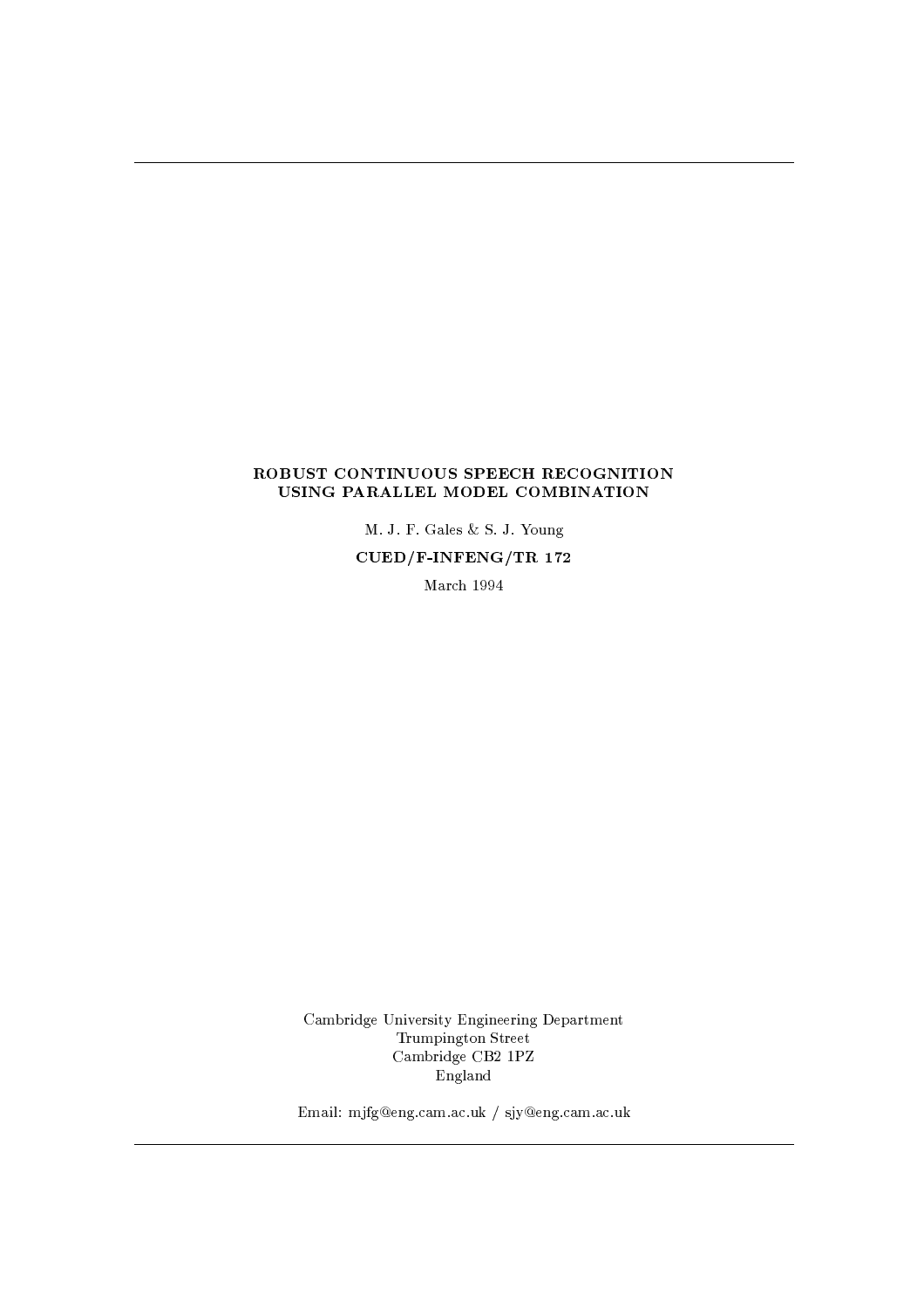# ROBUST CONTINUOUS SPEECH RECOGNITION USING PARALLEL MODEL COMBINATION

M. J. F. Gales & S. J. Young

**CUED/F-INFENG/TR 172**

March 1994

Cambridge University Engineering Department
Trumpington Street
Cambridge CB2 1PZ
England

Email: mjfg@eng.cam.ac.uk / sjy@eng.cam.ac.uk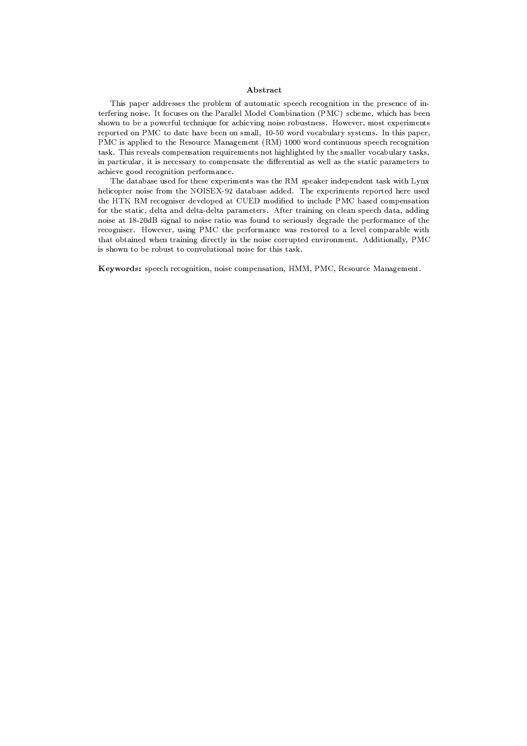## Abstract

This paper addresses the problem of automatic speech recognition in the presence of interfering noise. It focuses on the Parallel Model Combination (PMC) scheme, which has been shown to be a powerful technique for achieving noise robustness. However, most experiments reported on PMC to date have been on small, 10-50 word vocabulary systems. In this paper, PMC is applied to the Resource Management (RM) 1000 word continuous speech recognition task. This reveals compensation requirements not highlighted by the smaller vocabulary tasks, in particular, it is necessary to compensate the differential as well as the static parameters to achieve good recognition performance.

The database used for these experiments was the RM speaker independent task with Lynx helicopter noise from the NOISEX-92 database added. The experiments reported here used the HTK RM recogniser developed at CUED modified to include PMC based compensation for the static, delta and delta-delta parameters. After training on clean speech data, adding noise at 18-20dB signal to noise ratio was found to seriously degrade the performance of the recogniser. However, using PMC the performance was restored to a level comparable with that obtained when training directly in the noise corrupted environment. Additionally, PMC is shown to be robust to convolutional noise for this task.

**Keywords:** speech recognition, noise compensation, HMM, PMC, Resource Management.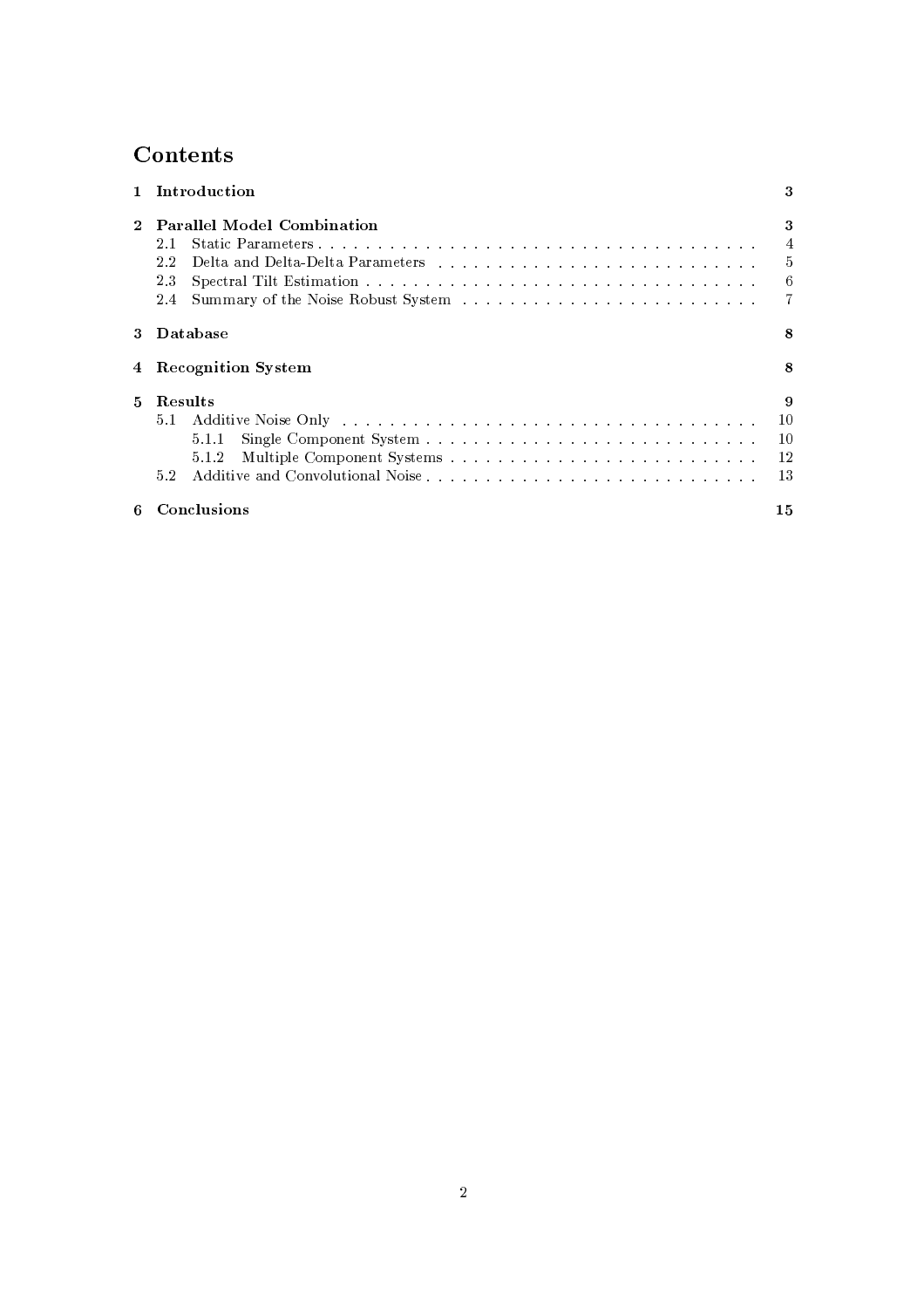# Contents

| | | |
|---|---|---|
| **1** | **Introduction** | **3** |
| **2** | **Parallel Model Combination** | **3** |
| | 2.1 Static Parameters | 4 |
| | 2.2 Delta and Delta-Delta Parameters | 5 |
| | 2.3 Spectral Tilt Estimation | 6 |
| | 2.4 Summary of the Noise Robust System | 7 |
| **3** | **Database** | **8** |
| **4** | **Recognition System** | **8** |
| **5** | **Results** | **9** |
| | 5.1 Additive Noise Only | 10 |
| | 5.1.1 Single Component System | 10 |
| | 5.1.2 Multiple Component Systems | 12 |
| | 5.2 Additive and Convolutional Noise | 13 |
| **6** | **Conclusions** | **15** |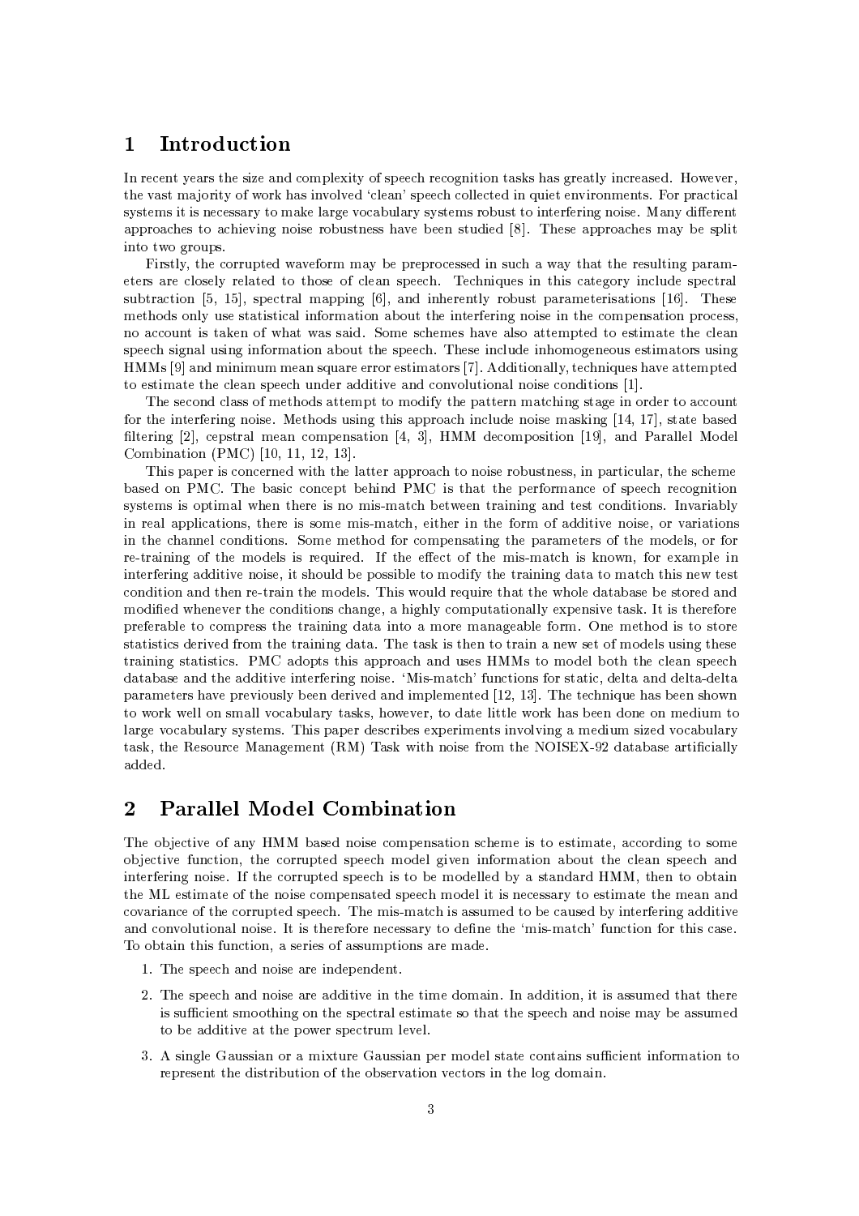# 1 Introduction

In recent years the size and complexity of speech recognition tasks has greatly increased. However, the vast majority of work has involved 'clean' speech collected in quiet environments. For practical systems it is necessary to make large vocabulary systems robust to interfering noise. Many different approaches to achieving noise robustness have been studied [8]. These approaches may be split into two groups.

Firstly, the corrupted waveform may be preprocessed in such a way that the resulting parameters are closely related to those of clean speech. Techniques in this category include spectral subtraction [5, 15], spectral mapping [6], and inherently robust parameterisations [16]. These methods only use statistical information about the interfering noise in the compensation process, no account is taken of what was said. Some schemes have also attempted to estimate the clean speech signal using information about the speech. These include inhomogeneous estimators using HMMs [9] and minimum mean square error estimators [7]. Additionally, techniques have attempted to estimate the clean speech under additive and convolutional noise conditions [1].

The second class of methods attempt to modify the pattern matching stage in order to account for the interfering noise. Methods using this approach include noise masking [14, 17], state based filtering [2], cepstral mean compensation [4, 3], HMM decomposition [19], and Parallel Model Combination (PMC) [10, 11, 12, 13].

This paper is concerned with the latter approach to noise robustness, in particular, the scheme based on PMC. The basic concept behind PMC is that the performance of speech recognition systems is optimal when there is no mis-match between training and test conditions. Invariably in real applications, there is some mis-match, either in the form of additive noise, or variations in the channel conditions. Some method for compensating the parameters of the models, or for re-training of the models is required. If the effect of the mis-match is known, for example in interfering additive noise, it should be possible to modify the training data to match this new test condition and then re-train the models. This would require that the whole database be stored and modified whenever the conditions change, a highly computationally expensive task. It is therefore preferable to compress the training data into a more manageable form. One method is to store statistics derived from the training data. The task is then to train a new set of models using these training statistics. PMC adopts this approach and uses HMMs to model both the clean speech database and the additive interfering noise. 'Mis-match' functions for static, delta and delta-delta parameters have previously been derived and implemented [12, 13]. The technique has been shown to work well on small vocabulary tasks, however, to date little work has been done on medium to large vocabulary systems. This paper describes experiments involving a medium sized vocabulary task, the Resource Management (RM) Task with noise from the NOISEX-92 database artificially added.

# 2 Parallel Model Combination

The objective of any HMM based noise compensation scheme is to estimate, according to some objective function, the corrupted speech model given information about the clean speech and interfering noise. If the corrupted speech is to be modelled by a standard HMM, then to obtain the ML estimate of the noise compensated speech model it is necessary to estimate the mean and covariance of the corrupted speech. The mis-match is assumed to be caused by interfering additive and convolutional noise. It is therefore necessary to define the 'mis-match' function for this case. To obtain this function, a series of assumptions are made.

1. The speech and noise are independent.
2. The speech and noise are additive in the time domain. In addition, it is assumed that there is sufficient smoothing on the spectral estimate so that the speech and noise may be assumed to be additive at the power spectrum level.
3. A single Gaussian or a mixture Gaussian per model state contains sufficient information to represent the distribution of the observation vectors in the log domain.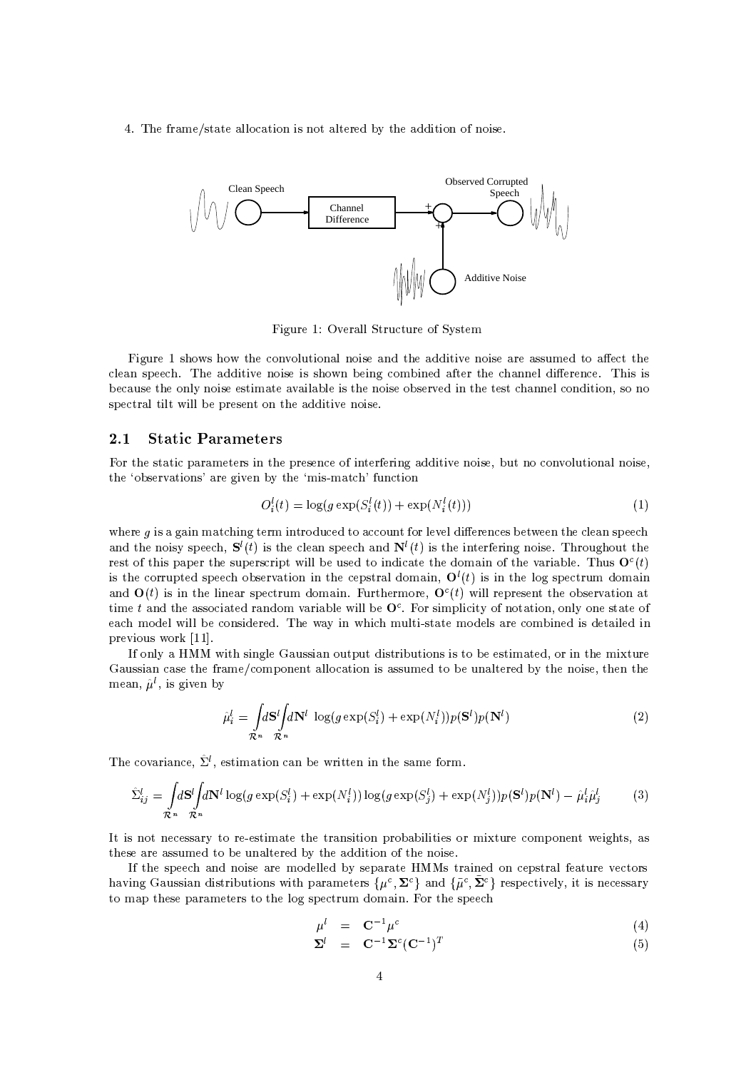4. The frame/state allocation is not altered by the addition of noise.

Figure 1: Overall Structure of System

Figure 1 shows how the convolutional noise and the additive noise are assumed to affect the clean speech. The additive noise is shown being combined after the channel difference. This is because the only noise estimate available is the noise observed in the test channel condition, so no spectral tilt will be present on the additive noise.

## 2.1 Static Parameters

For the static parameters in the presence of interfering additive noise, but no convolutional noise, the 'observations' are given by the 'mis-match' function

$$O_i^l(t) = \log(g \exp(S_i^l(t)) + \exp(N_i^l(t))) \tag{1}$$

where $g$ is a gain matching term introduced to account for level differences between the clean speech and the noisy speech, $\mathbf{S}^l(t)$ is the clean speech and $\mathbf{N}^l(t)$ is the interfering noise. Throughout the rest of this paper the superscript will be used to indicate the domain of the variable. Thus $\mathbf{O}^c(t)$ is the corrupted speech observation in the cepstral domain, $\mathbf{O}^l(t)$ is in the log spectrum domain and $\mathbf{O}(t)$ is in the linear spectrum domain. Furthermore, $\mathbf{O}^c(t)$ will represent the observation at time $t$ and the associated random variable will be $\mathbf{O}^c$. For simplicity of notation, only one state of each model will be considered. The way in which multi-state models are combined is detailed in previous work [11].

If only a HMM with single Gaussian output distributions is to be estimated, or in the mixture Gaussian case the frame/component allocation is assumed to be unaltered by the noise, then the mean, $\hat{\mu}^l$, is given by

$$\hat{\mu}_i^l = \int_{\mathcal{R}^n} d\mathbf{S}^l \int_{\mathcal{R}^n} d\mathbf{N}^l \; \log(g \exp(S_i^l) + \exp(N_i^l)) p(\mathbf{S}^l) p(\mathbf{N}^l) \tag{2}$$

The covariance, $\hat{\Sigma}^l$, estimation can be written in the same form.

$$\hat{\Sigma}_{ij}^l = \int_{\mathcal{R}^n} d\mathbf{S}^l \int_{\mathcal{R}^n} d\mathbf{N}^l \log(g \exp(S_i^l) + \exp(N_i^l)) \log(g \exp(S_j^l) + \exp(N_j^l)) p(\mathbf{S}^l) p(\mathbf{N}^l) - \hat{\mu}_i^l \hat{\mu}_j^l \tag{3}$$

It is not necessary to re-estimate the transition probabilities or mixture component weights, as these are assumed to be unaltered by the addition of the noise.

If the speech and noise are modelled by separate HMMs trained on cepstral feature vectors having Gaussian distributions with parameters $\{\mu^c, \mathbf{\Sigma}^c\}$ and $\{\tilde{\mu}^c, \tilde{\mathbf{\Sigma}}^c\}$ respectively, it is necessary to map these parameters to the log spectrum domain. For the speech

$$\mu^l = \mathbf{C}^{-1} \mu^c \tag{4}$$

$$\mathbf{\Sigma}^l = \mathbf{C}^{-1} \mathbf{\Sigma}^c (\mathbf{C}^{-1})^T \tag{5}$$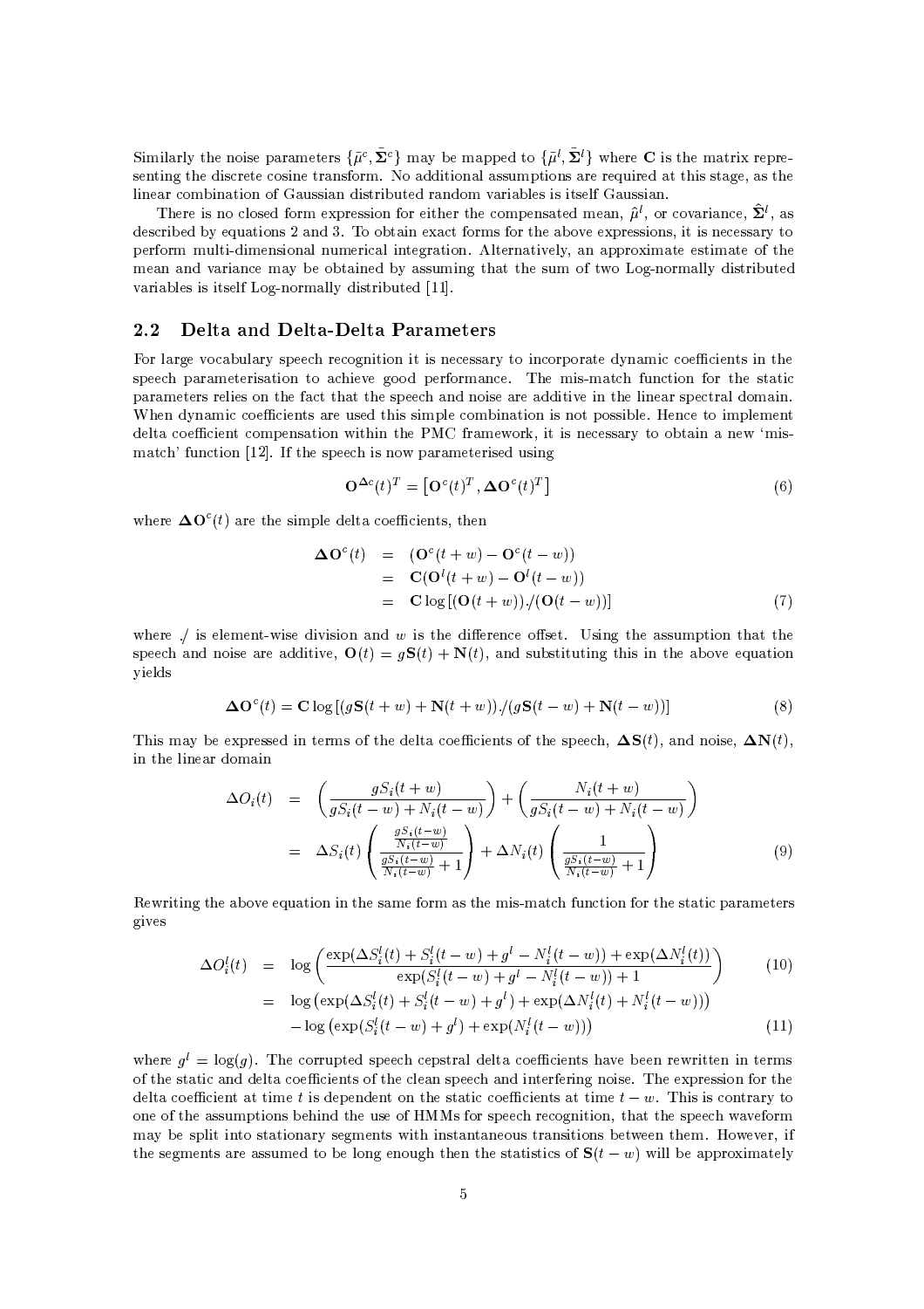Similarly the noise parameters $\{\tilde{\mu}^c, \tilde{\boldsymbol{\Sigma}}^c\}$ may be mapped to $\{\tilde{\mu}^l, \tilde{\boldsymbol{\Sigma}}^l\}$ where $\mathbf{C}$ is the matrix representing the discrete cosine transform. No additional assumptions are required at this stage, as the linear combination of Gaussian distributed random variables is itself Gaussian.

There is no closed form expression for either the compensated mean, $\hat{\mu}^l$, or covariance, $\hat{\boldsymbol{\Sigma}}^l$, as described by equations 2 and 3. To obtain exact forms for the above expressions, it is necessary to perform multi-dimensional numerical integration. Alternatively, an approximate estimate of the mean and variance may be obtained by assuming that the sum of two Log-normally distributed variables is itself Log-normally distributed [11].

## 2.2 Delta and Delta-Delta Parameters

For large vocabulary speech recognition it is necessary to incorporate dynamic coefficients in the speech parameterisation to achieve good performance. The mis-match function for the static parameters relies on the fact that the speech and noise are additive in the linear spectral domain. When dynamic coefficients are used this simple combination is not possible. Hence to implement delta coefficient compensation within the PMC framework, it is necessary to obtain a new 'mis-match' function [12]. If the speech is now parameterised using

$$\mathbf{O}^{\Delta c}(t)^T = \left[\mathbf{O}^c(t)^T, \boldsymbol{\Delta}\mathbf{O}^c(t)^T\right] \tag{6}$$

where $\boldsymbol{\Delta}\mathbf{O}^c(t)$ are the simple delta coefficients, then

$$\begin{aligned}
\boldsymbol{\Delta}\mathbf{O}^c(t) &= (\mathbf{O}^c(t+w) - \mathbf{O}^c(t-w)) \\
&= \mathbf{C}(\mathbf{O}^l(t+w) - \mathbf{O}^l(t-w)) \\
&= \mathbf{C}\log\left[(\mathbf{O}(t+w))./(\mathbf{O}(t-w))\right]
\end{aligned} \tag{7}$$

where ./ is element-wise division and $w$ is the difference offset. Using the assumption that the speech and noise are additive, $\mathbf{O}(t) = g\mathbf{S}(t) + \mathbf{N}(t)$, and substituting this in the above equation yields

$$\boldsymbol{\Delta}\mathbf{O}^c(t) = \mathbf{C}\log\left[(g\mathbf{S}(t+w) + \mathbf{N}(t+w))./(g\mathbf{S}(t-w) + \mathbf{N}(t-w))\right] \tag{8}$$

This may be expressed in terms of the delta coefficients of the speech, $\boldsymbol{\Delta}\mathbf{S}(t)$, and noise, $\boldsymbol{\Delta}\mathbf{N}(t)$, in the linear domain

$$\begin{aligned}
\Delta O_i(t) &= \left(\frac{gS_i(t+w)}{gS_i(t-w) + N_i(t-w)}\right) + \left(\frac{N_i(t+w)}{gS_i(t-w) + N_i(t-w)}\right) \\
&= \Delta S_i(t)\left(\frac{\frac{gS_i(t-w)}{N_i(t-w)}}{\frac{gS_i(t-w)}{N_i(t-w)} + 1}\right) + \Delta N_i(t)\left(\frac{1}{\frac{gS_i(t-w)}{N_i(t-w)} + 1}\right)
\end{aligned} \tag{9}$$

Rewriting the above equation in the same form as the mis-match function for the static parameters gives

$$\Delta O_i^l(t) = \log\left(\frac{\exp(\Delta S_i^l(t) + S_i^l(t-w) + g^l - N_i^l(t-w)) + \exp(\Delta N_i^l(t))}{\exp(S_i^l(t-w) + g^l - N_i^l(t-w)) + 1}\right) \tag{10}$$

$$\begin{aligned}
&= \log\left(\exp(\Delta S_i^l(t) + S_i^l(t-w) + g^l) + \exp(\Delta N_i^l(t) + N_i^l(t-w))\right) \\
&\quad - \log\left(\exp(S_i^l(t-w) + g^l) + \exp(N_i^l(t-w))\right)
\end{aligned} \tag{11}$$

where $g^l = \log(g)$. The corrupted speech cepstral delta coefficients have been rewritten in terms of the static and delta coefficients of the clean speech and interfering noise. The expression for the delta coefficient at time $t$ is dependent on the static coefficients at time $t-w$. This is contrary to one of the assumptions behind the use of HMMs for speech recognition, that the speech waveform may be split into stationary segments with instantaneous transitions between them. However, if the segments are assumed to be long enough then the statistics of $\mathbf{S}(t-w)$ will be approximately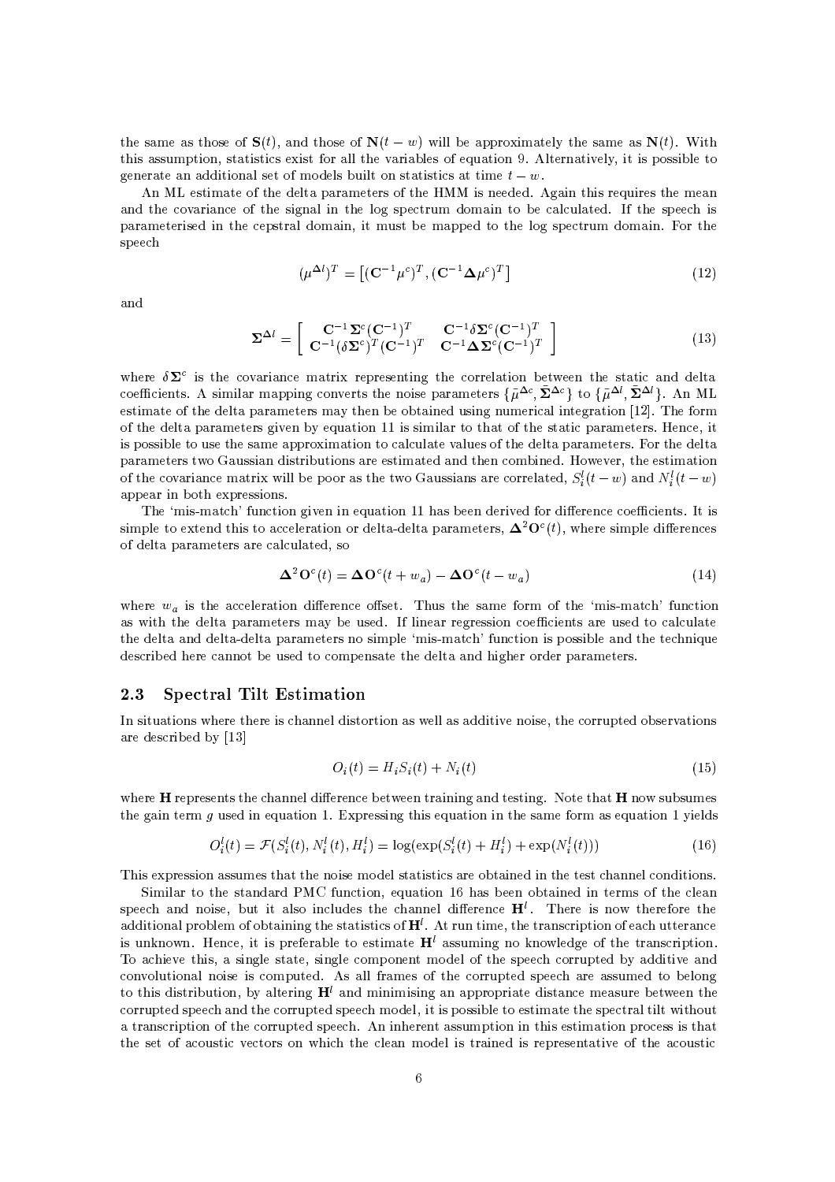the same as those of $\mathbf{S}(t)$, and those of $\mathbf{N}(t-w)$ will be approximately the same as $\mathbf{N}(t)$. With this assumption, statistics exist for all the variables of equation 9. Alternatively, it is possible to generate an additional set of models built on statistics at time $t-w$.

An ML estimate of the delta parameters of the HMM is needed. Again this requires the mean and the covariance of the signal in the log spectrum domain to be calculated. If the speech is parameterised in the cepstral domain, it must be mapped to the log spectrum domain. For the speech

$$(\mu^{\Delta l})^T = \left[(\mathbf{C}^{-1}\mu^c)^T, (\mathbf{C}^{-1}\mathbf{\Delta}\mu^c)^T\right] \tag{12}$$

and

$$\mathbf{\Sigma}^{\Delta l} = \begin{bmatrix} \mathbf{C}^{-1}\mathbf{\Sigma}^c(\mathbf{C}^{-1})^T & \mathbf{C}^{-1}\delta\mathbf{\Sigma}^c(\mathbf{C}^{-1})^T \\ \mathbf{C}^{-1}(\delta\mathbf{\Sigma}^c)^T(\mathbf{C}^{-1})^T & \mathbf{C}^{-1}\mathbf{\Delta\Sigma}^c(\mathbf{C}^{-1})^T \end{bmatrix} \tag{13}$$

where $\delta\mathbf{\Sigma}^c$ is the covariance matrix representing the correlation between the static and delta coefficients. A similar mapping converts the noise parameters $\{\tilde{\mu}^{\Delta c}, \tilde{\mathbf{\Sigma}}^{\Delta c}\}$ to $\{\tilde{\mu}^{\Delta l}, \tilde{\mathbf{\Sigma}}^{\Delta l}\}$. An ML estimate of the delta parameters may then be obtained using numerical integration [12]. The form of the delta parameters given by equation 11 is similar to that of the static parameters. Hence, it is possible to use the same approximation to calculate values of the delta parameters. For the delta parameters two Gaussian distributions are estimated and then combined. However, the estimation of the covariance matrix will be poor as the two Gaussians are correlated, $S_i^l(t-w)$ and $N_i^l(t-w)$ appear in both expressions.

The 'mis-match' function given in equation 11 has been derived for difference coefficients. It is simple to extend this to acceleration or delta-delta parameters, $\mathbf{\Delta}^2\mathbf{O}^c(t)$, where simple differences of delta parameters are calculated, so

$$\mathbf{\Delta}^2\mathbf{O}^c(t) = \mathbf{\Delta O}^c(t+w_a) - \mathbf{\Delta O}^c(t-w_a) \tag{14}$$

where $w_a$ is the acceleration difference offset. Thus the same form of the 'mis-match' function as with the delta parameters may be used. If linear regression coefficients are used to calculate the delta and delta-delta parameters no simple 'mis-match' function is possible and the technique described here cannot be used to compensate the delta and higher order parameters.

### 2.3 Spectral Tilt Estimation

In situations where there is channel distortion as well as additive noise, the corrupted observations are described by [13]

$$O_i(t) = H_i S_i(t) + N_i(t) \tag{15}$$

where $\mathbf{H}$ represents the channel difference between training and testing. Note that $\mathbf{H}$ now subsumes the gain term $g$ used in equation 1. Expressing this equation in the same form as equation 1 yields

$$O_i^l(t) = \mathcal{F}(S_i^l(t), N_i^l(t), H_i^l) = \log(\exp(S_i^l(t) + H_i^l) + \exp(N_i^l(t))) \tag{16}$$

This expression assumes that the noise model statistics are obtained in the test channel conditions.

Similar to the standard PMC function, equation 16 has been obtained in terms of the clean speech and noise, but it also includes the channel difference $\mathbf{H}^l$. There is now therefore the additional problem of obtaining the statistics of $\mathbf{H}^l$. At run time, the transcription of each utterance is unknown. Hence, it is preferable to estimate $\mathbf{H}^l$ assuming no knowledge of the transcription. To achieve this, a single state, single component model of the speech corrupted by additive and convolutional noise is computed. As all frames of the corrupted speech are assumed to belong to this distribution, by altering $\mathbf{H}^l$ and minimising an appropriate distance measure between the corrupted speech and the corrupted speech model, it is possible to estimate the spectral tilt without a transcription of the corrupted speech. An inherent assumption in this estimation process is that the set of acoustic vectors on which the clean model is trained is representative of the acoustic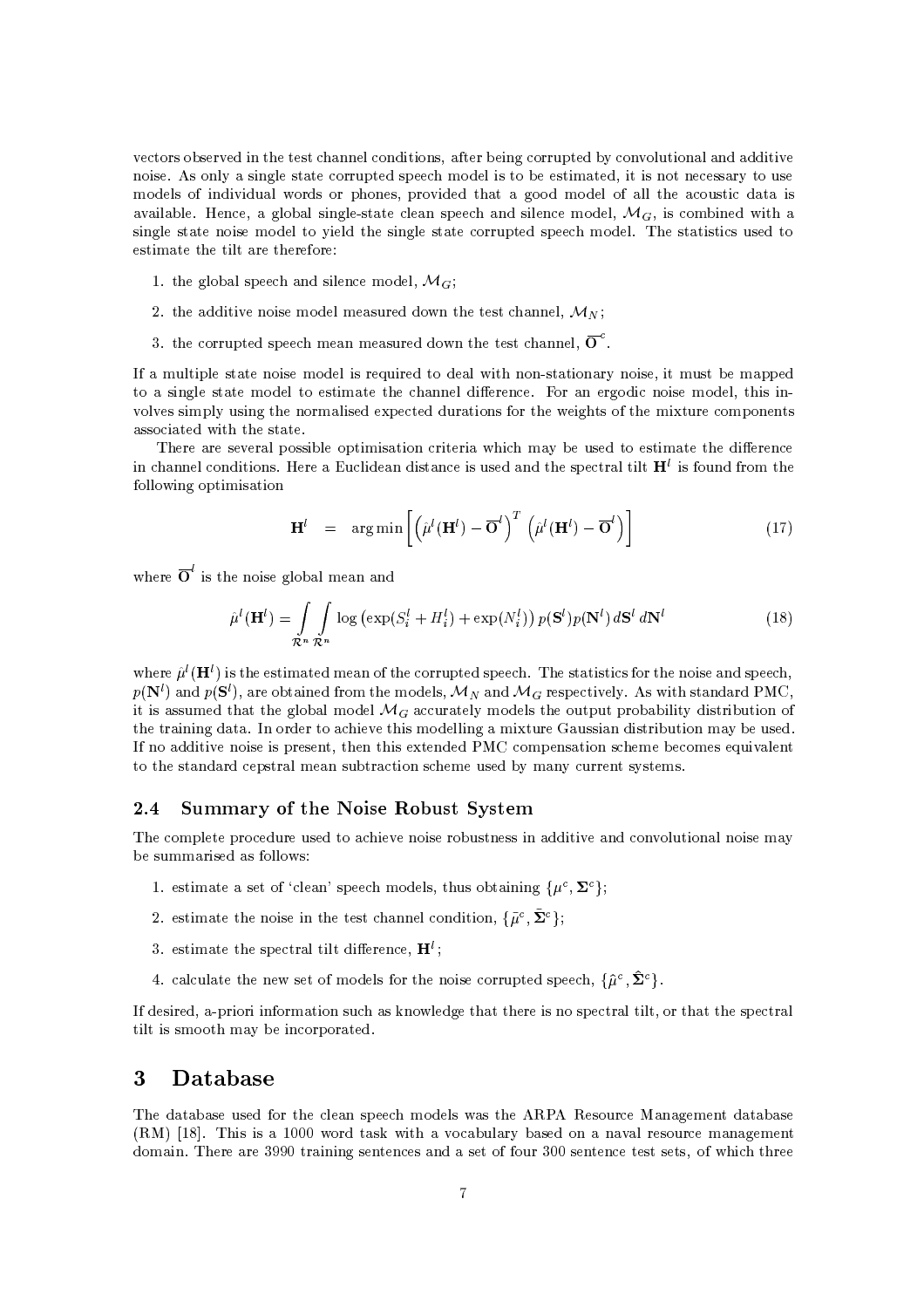vectors observed in the test channel conditions, after being corrupted by convolutional and additive noise. As only a single state corrupted speech model is to be estimated, it is not necessary to use models of individual words or phones, provided that a good model of all the acoustic data is available. Hence, a global single-state clean speech and silence model, $\mathcal{M}_G$, is combined with a single state noise model to yield the single state corrupted speech model. The statistics used to estimate the tilt are therefore:

1. the global speech and silence model, $\mathcal{M}_G$;
2. the additive noise model measured down the test channel, $\mathcal{M}_N$;
3. the corrupted speech mean measured down the test channel, $\overline{\mathbf{O}}^c$.

If a multiple state noise model is required to deal with non-stationary noise, it must be mapped to a single state model to estimate the channel difference. For an ergodic noise model, this involves simply using the normalised expected durations for the weights of the mixture components associated with the state.

There are several possible optimisation criteria which may be used to estimate the difference in channel conditions. Here a Euclidean distance is used and the spectral tilt $\mathbf{H}^l$ is found from the following optimisation

$$\mathbf{H}^l \quad = \quad \arg\min\left[\left(\hat{\mu}^l(\mathbf{H}^l) - \overline{\mathbf{O}}^l\right)^T \left(\hat{\mu}^l(\mathbf{H}^l) - \overline{\mathbf{O}}^l\right)\right] \tag{17}$$

where $\overline{\mathbf{O}}^l$ is the noise global mean and

$$\hat{\mu}^l(\mathbf{H}^l) = \int_{\mathcal{R}^n}\int_{\mathcal{R}^n} \log\left(\exp(S_i^l + H_i^l) + \exp(N_i^l)\right) p(\mathbf{S}^l) p(\mathbf{N}^l)\, d\mathbf{S}^l\, d\mathbf{N}^l \tag{18}$$

where $\hat{\mu}^l(\mathbf{H}^l)$ is the estimated mean of the corrupted speech. The statistics for the noise and speech, $p(\mathbf{N}^l)$ and $p(\mathbf{S}^l)$, are obtained from the models, $\mathcal{M}_N$ and $\mathcal{M}_G$ respectively. As with standard PMC, it is assumed that the global model $\mathcal{M}_G$ accurately models the output probability distribution of the training data. In order to achieve this modelling a mixture Gaussian distribution may be used. If no additive noise is present, then this extended PMC compensation scheme becomes equivalent to the standard cepstral mean subtraction scheme used by many current systems.

### 2.4 Summary of the Noise Robust System

The complete procedure used to achieve noise robustness in additive and convolutional noise may be summarised as follows:

1. estimate a set of 'clean' speech models, thus obtaining $\{\mu^c, \mathbf{\Sigma}^c\}$;
2. estimate the noise in the test channel condition, $\{\tilde{\mu}^c, \tilde{\mathbf{\Sigma}}^c\}$;
3. estimate the spectral tilt difference, $\mathbf{H}^l$;
4. calculate the new set of models for the noise corrupted speech, $\{\hat{\mu}^c, \hat{\mathbf{\Sigma}}^c\}$.

If desired, a-priori information such as knowledge that there is no spectral tilt, or that the spectral tilt is smooth may be incorporated.

## 3 Database

The database used for the clean speech models was the ARPA Resource Management database (RM) [18]. This is a 1000 word task with a vocabulary based on a naval resource management domain. There are 3990 training sentences and a set of four 300 sentence test sets, of which three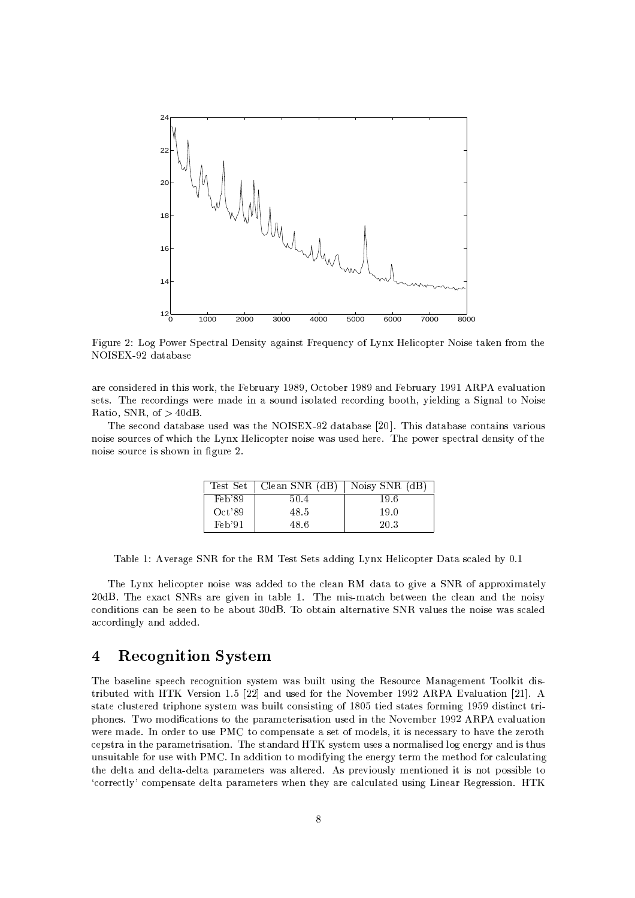Figure 2: Log Power Spectral Density against Frequency of Lynx Helicopter Noise taken from the NOISEX-92 database

are considered in this work, the February 1989, October 1989 and February 1991 ARPA evaluation sets. The recordings were made in a sound isolated recording booth, yielding a Signal to Noise Ratio, SNR, of $> 40$dB.

The second database used was the NOISEX-92 database [20]. This database contains various noise sources of which the Lynx Helicopter noise was used here. The power spectral density of the noise source is shown in figure 2.

| Test Set | Clean SNR (dB) | Noisy SNR (dB) |
|---|---|---|
| Feb'89 | 50.4 | 19.6 |
| Oct'89 | 48.5 | 19.0 |
| Feb'91 | 48.6 | 20.3 |

Table 1: Average SNR for the RM Test Sets adding Lynx Helicopter Data scaled by 0.1

The Lynx helicopter noise was added to the clean RM data to give a SNR of approximately 20dB. The exact SNRs are given in table 1. The mis-match between the clean and the noisy conditions can be seen to be about 30dB. To obtain alternative SNR values the noise was scaled accordingly and added.

## 4 Recognition System

The baseline speech recognition system was built using the Resource Management Toolkit distributed with HTK Version 1.5 [22] and used for the November 1992 ARPA Evaluation [21]. A state clustered triphone system was built consisting of 1805 tied states forming 1959 distinct triphones. Two modifications to the parameterisation used in the November 1992 ARPA evaluation were made. In order to use PMC to compensate a set of models, it is necessary to have the zeroth cepstra in the parametrisation. The standard HTK system uses a normalised log energy and is thus unsuitable for use with PMC. In addition to modifying the energy term the method for calculating the delta and delta-delta parameters was altered. As previously mentioned it is not possible to 'correctly' compensate delta parameters when they are calculated using Linear Regression. HTK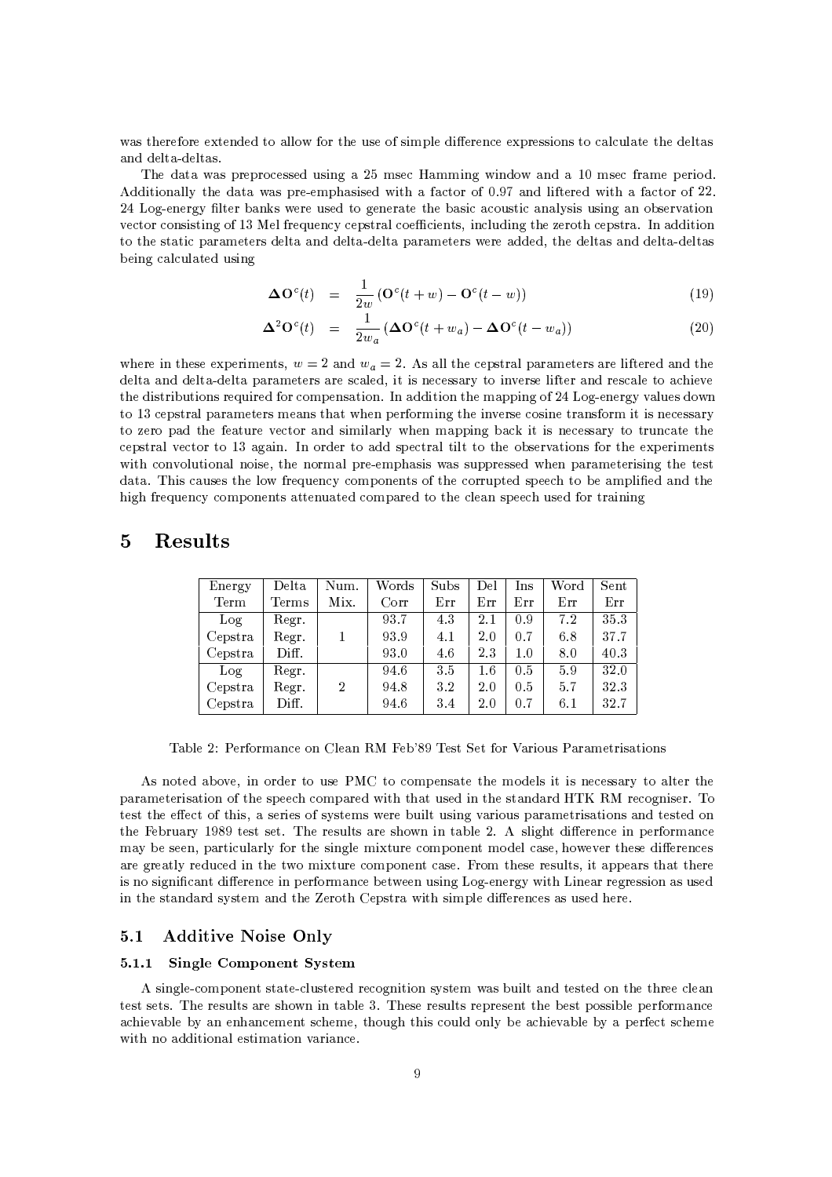was therefore extended to allow for the use of simple difference expressions to calculate the deltas and delta-deltas.

The data was preprocessed using a 25 msec Hamming window and a 10 msec frame period. Additionally the data was pre-emphasised with a factor of 0.97 and liftered with a factor of 22. 24 Log-energy filter banks were used to generate the basic acoustic analysis using an observation vector consisting of 13 Mel frequency cepstral coefficients, including the zeroth cepstra. In addition to the static parameters delta and delta-delta parameters were added, the deltas and delta-deltas being calculated using

$$\Delta \mathbf{O}^c(t) = \frac{1}{2w}\left(\mathbf{O}^c(t+w) - \mathbf{O}^c(t-w)\right) \quad (19)$$

$$\Delta^2 \mathbf{O}^c(t) = \frac{1}{2w_a}\left(\Delta \mathbf{O}^c(t+w_a) - \Delta \mathbf{O}^c(t-w_a)\right) \quad (20)$$

where in these experiments, $w = 2$ and $w_a = 2$. As all the cepstral parameters are liftered and the delta and delta-delta parameters are scaled, it is necessary to inverse lifter and rescale to achieve the distributions required for compensation. In addition the mapping of 24 Log-energy values down to 13 cepstral parameters means that when performing the inverse cosine transform it is necessary to zero pad the feature vector and similarly when mapping back it is necessary to truncate the cepstral vector to 13 again. In order to add spectral tilt to the observations for the experiments with convolutional noise, the normal pre-emphasis was suppressed when parameterising the test data. This causes the low frequency components of the corrupted speech to be amplified and the high frequency components attenuated compared to the clean speech used for training

# 5 Results

| Energy Term | Delta Terms | Num. Mix. | Words Corr | Subs Err | Del Err | Ins Err | Word Err | Sent Err |
|---|---|---|---|---|---|---|---|---|
| Log | Regr. | | 93.7 | 4.3 | 2.1 | 0.9 | 7.2 | 35.3 |
| Cepstra | Regr. | 1 | 93.9 | 4.1 | 2.0 | 0.7 | 6.8 | 37.7 |
| Cepstra | Diff. | | 93.0 | 4.6 | 2.3 | 1.0 | 8.0 | 40.3 |
| Log | Regr. | | 94.6 | 3.5 | 1.6 | 0.5 | 5.9 | 32.0 |
| Cepstra | Regr. | 2 | 94.8 | 3.2 | 2.0 | 0.5 | 5.7 | 32.3 |
| Cepstra | Diff. | | 94.6 | 3.4 | 2.0 | 0.7 | 6.1 | 32.7 |

Table 2: Performance on Clean RM Feb'89 Test Set for Various Parametrisations

As noted above, in order to use PMC to compensate the models it is necessary to alter the parameterisation of the speech compared with that used in the standard HTK RM recogniser. To test the effect of this, a series of systems were built using various parametrisations and tested on the February 1989 test set. The results are shown in table 2. A slight difference in performance may be seen, particularly for the single mixture component model case, however these differences are greatly reduced in the two mixture component case. From these results, it appears that there is no significant difference in performance between using Log-energy with Linear regression as used in the standard system and the Zeroth Cepstra with simple differences as used here.

## 5.1 Additive Noise Only

### 5.1.1 Single Component System

A single-component state-clustered recognition system was built and tested on the three clean test sets. The results are shown in table 3. These results represent the best possible performance achievable by an enhancement scheme, though this could only be achievable by a perfect scheme with no additional estimation variance.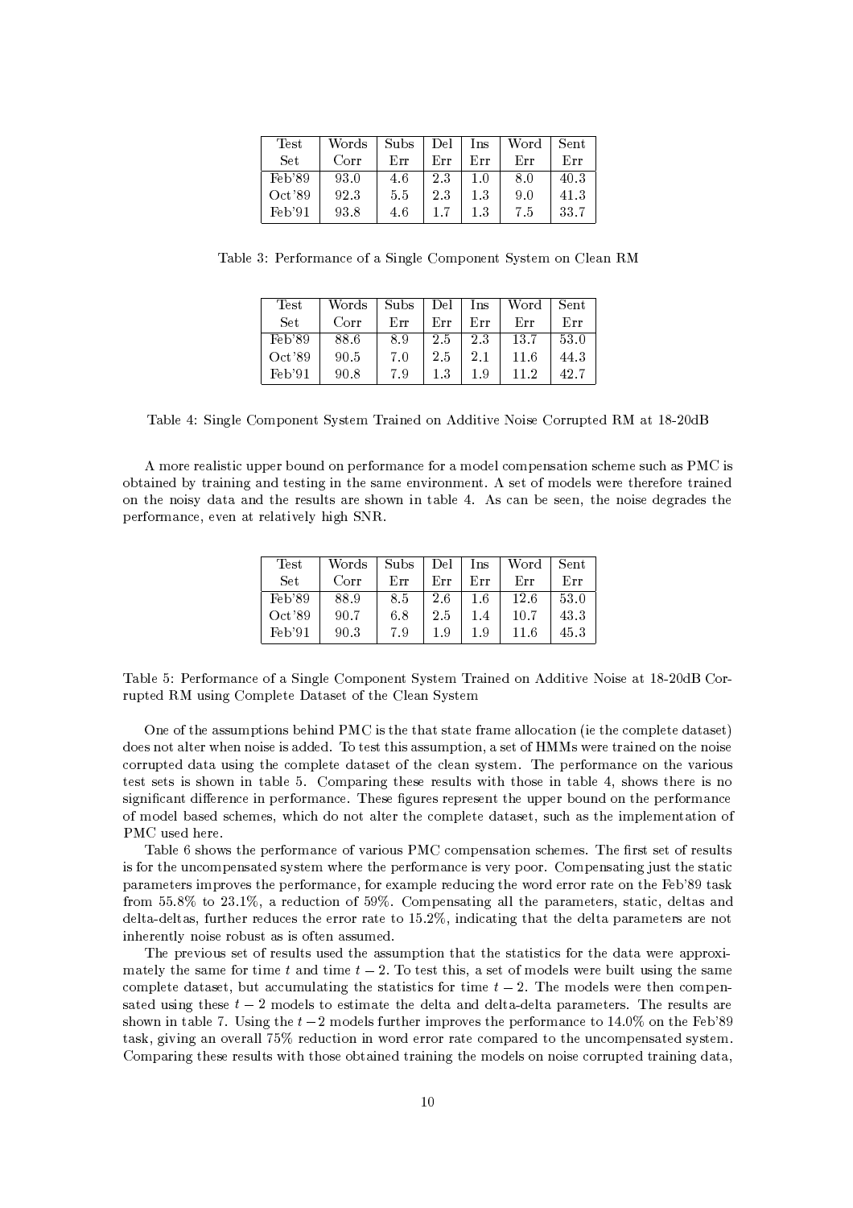| Test Set | Words Corr | Subs Err | Del Err | Ins Err | Word Err | Sent Err |
|---|---|---|---|---|---|---|
| Feb'89 | 93.0 | 4.6 | 2.3 | 1.0 | 8.0 | 40.3 |
| Oct'89 | 92.3 | 5.5 | 2.3 | 1.3 | 9.0 | 41.3 |
| Feb'91 | 93.8 | 4.6 | 1.7 | 1.3 | 7.5 | 33.7 |

Table 3: Performance of a Single Component System on Clean RM

| Test Set | Words Corr | Subs Err | Del Err | Ins Err | Word Err | Sent Err |
|---|---|---|---|---|---|---|
| Feb'89 | 88.6 | 8.9 | 2.5 | 2.3 | 13.7 | 53.0 |
| Oct'89 | 90.5 | 7.0 | 2.5 | 2.1 | 11.6 | 44.3 |
| Feb'91 | 90.8 | 7.9 | 1.3 | 1.9 | 11.2 | 42.7 |

Table 4: Single Component System Trained on Additive Noise Corrupted RM at 18-20dB

A more realistic upper bound on performance for a model compensation scheme such as PMC is obtained by training and testing in the same environment. A set of models were therefore trained on the noisy data and the results are shown in table 4. As can be seen, the noise degrades the performance, even at relatively high SNR.

| Test Set | Words Corr | Subs Err | Del Err | Ins Err | Word Err | Sent Err |
|---|---|---|---|---|---|---|
| Feb'89 | 88.9 | 8.5 | 2.6 | 1.6 | 12.6 | 53.0 |
| Oct'89 | 90.7 | 6.8 | 2.5 | 1.4 | 10.7 | 43.3 |
| Feb'91 | 90.3 | 7.9 | 1.9 | 1.9 | 11.6 | 45.3 |

Table 5: Performance of a Single Component System Trained on Additive Noise at 18-20dB Corrupted RM using Complete Dataset of the Clean System

One of the assumptions behind PMC is the that state frame allocation (ie the complete dataset) does not alter when noise is added. To test this assumption, a set of HMMs were trained on the noise corrupted data using the complete dataset of the clean system. The performance on the various test sets is shown in table 5. Comparing these results with those in table 4, shows there is no significant difference in performance. These figures represent the upper bound on the performance of model based schemes, which do not alter the complete dataset, such as the implementation of PMC used here.

Table 6 shows the performance of various PMC compensation schemes. The first set of results is for the uncompensated system where the performance is very poor. Compensating just the static parameters improves the performance, for example reducing the word error rate on the Feb'89 task from 55.8% to 23.1%, a reduction of 59%. Compensating all the parameters, static, deltas and delta-deltas, further reduces the error rate to 15.2%, indicating that the delta parameters are not inherently noise robust as is often assumed.

The previous set of results used the assumption that the statistics for the data were approximately the same for time $t$ and time $t-2$. To test this, a set of models were built using the same complete dataset, but accumulating the statistics for time $t-2$. The models were then compensated using these $t-2$ models to estimate the delta and delta-delta parameters. The results are shown in table 7. Using the $t-2$ models further improves the performance to 14.0% on the Feb'89 task, giving an overall 75% reduction in word error rate compared to the uncompensated system. Comparing these results with those obtained training the models on noise corrupted training data,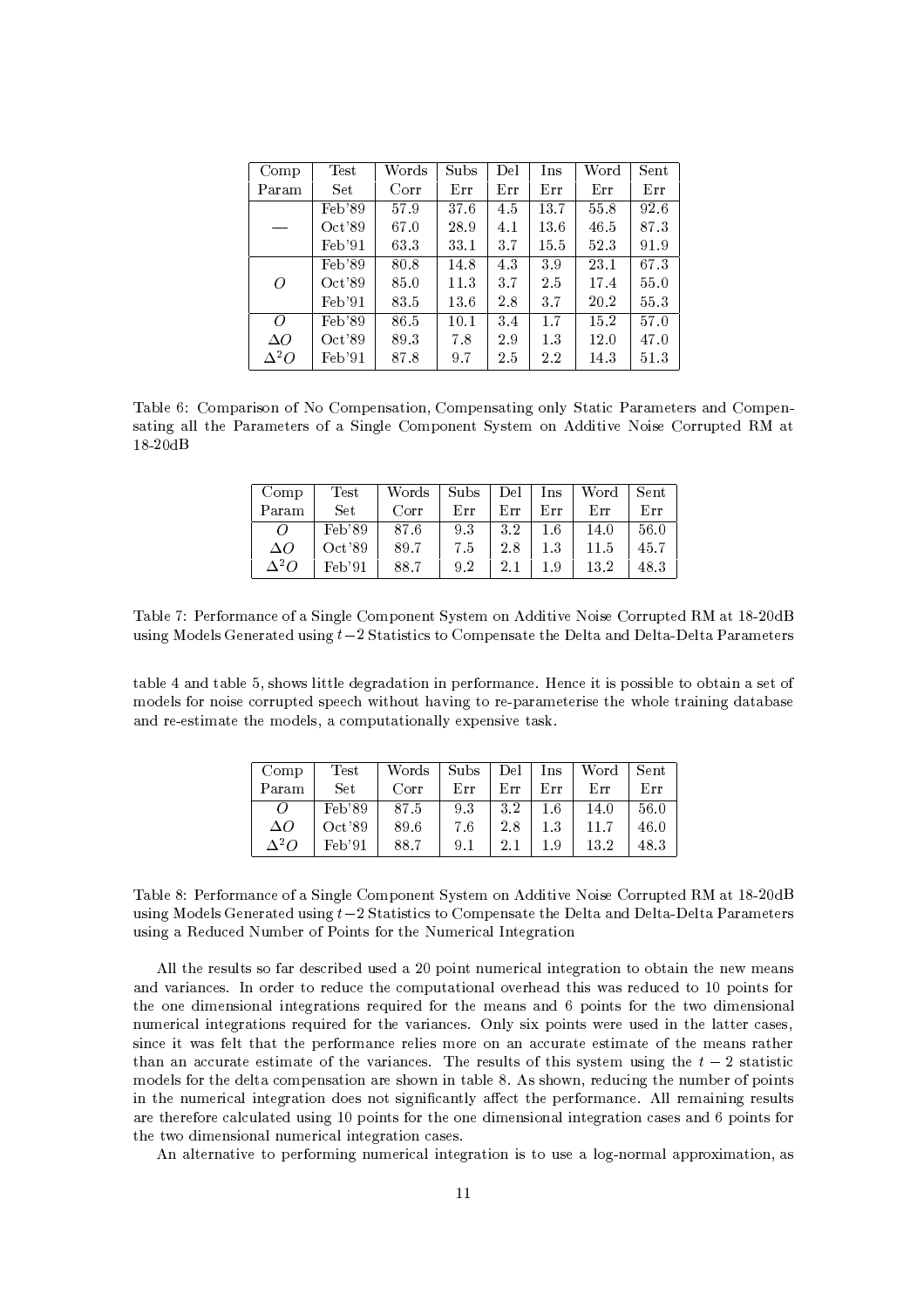| Comp Param | Test Set | Words Corr | Subs Err | Del Err | Ins Err | Word Err | Sent Err |
|---|---|---|---|---|---|---|---|
| — | Feb'89 | 57.9 | 37.6 | 4.5 | 13.7 | 55.8 | 92.6 |
| | Oct'89 | 67.0 | 28.9 | 4.1 | 13.6 | 46.5 | 87.3 |
| | Feb'91 | 63.3 | 33.1 | 3.7 | 15.5 | 52.3 | 91.9 |
| $O$ | Feb'89 | 80.8 | 14.8 | 4.3 | 3.9 | 23.1 | 67.3 |
| | Oct'89 | 85.0 | 11.3 | 3.7 | 2.5 | 17.4 | 55.0 |
| | Feb'91 | 83.5 | 13.6 | 2.8 | 3.7 | 20.2 | 55.3 |
| $O$ | Feb'89 | 86.5 | 10.1 | 3.4 | 1.7 | 15.2 | 57.0 |
| $\Delta O$ | Oct'89 | 89.3 | 7.8 | 2.9 | 1.3 | 12.0 | 47.0 |
| $\Delta^2 O$ | Feb'91 | 87.8 | 9.7 | 2.5 | 2.2 | 14.3 | 51.3 |

Table 6: Comparison of No Compensation, Compensating only Static Parameters and Compensating all the Parameters of a Single Component System on Additive Noise Corrupted RM at 18-20dB

| Comp Param | Test Set | Words Corr | Subs Err | Del Err | Ins Err | Word Err | Sent Err |
|---|---|---|---|---|---|---|---|
| $O$ | Feb'89 | 87.6 | 9.3 | 3.2 | 1.6 | 14.0 | 56.0 |
| $\Delta O$ | Oct'89 | 89.7 | 7.5 | 2.8 | 1.3 | 11.5 | 45.7 |
| $\Delta^2 O$ | Feb'91 | 88.7 | 9.2 | 2.1 | 1.9 | 13.2 | 48.3 |

Table 7: Performance of a Single Component System on Additive Noise Corrupted RM at 18-20dB using Models Generated using $t-2$ Statistics to Compensate the Delta and Delta-Delta Parameters

table 4 and table 5, shows little degradation in performance. Hence it is possible to obtain a set of models for noise corrupted speech without having to re-parameterise the whole training database and re-estimate the models, a computationally expensive task.

| Comp Param | Test Set | Words Corr | Subs Err | Del Err | Ins Err | Word Err | Sent Err |
|---|---|---|---|---|---|---|---|
| $O$ | Feb'89 | 87.5 | 9.3 | 3.2 | 1.6 | 14.0 | 56.0 |
| $\Delta O$ | Oct'89 | 89.6 | 7.6 | 2.8 | 1.3 | 11.7 | 46.0 |
| $\Delta^2 O$ | Feb'91 | 88.7 | 9.1 | 2.1 | 1.9 | 13.2 | 48.3 |

Table 8: Performance of a Single Component System on Additive Noise Corrupted RM at 18-20dB using Models Generated using $t-2$ Statistics to Compensate the Delta and Delta-Delta Parameters using a Reduced Number of Points for the Numerical Integration

All the results so far described used a 20 point numerical integration to obtain the new means and variances. In order to reduce the computational overhead this was reduced to 10 points for the one dimensional integrations required for the means and 6 points for the two dimensional numerical integrations required for the variances. Only six points were used in the latter cases, since it was felt that the performance relies more on an accurate estimate of the means rather than an accurate estimate of the variances. The results of this system using the $t-2$ statistic models for the delta compensation are shown in table 8. As shown, reducing the number of points in the numerical integration does not significantly affect the performance. All remaining results are therefore calculated using 10 points for the one dimensional integration cases and 6 points for the two dimensional numerical integration cases.

An alternative to performing numerical integration is to use a log-normal approximation, as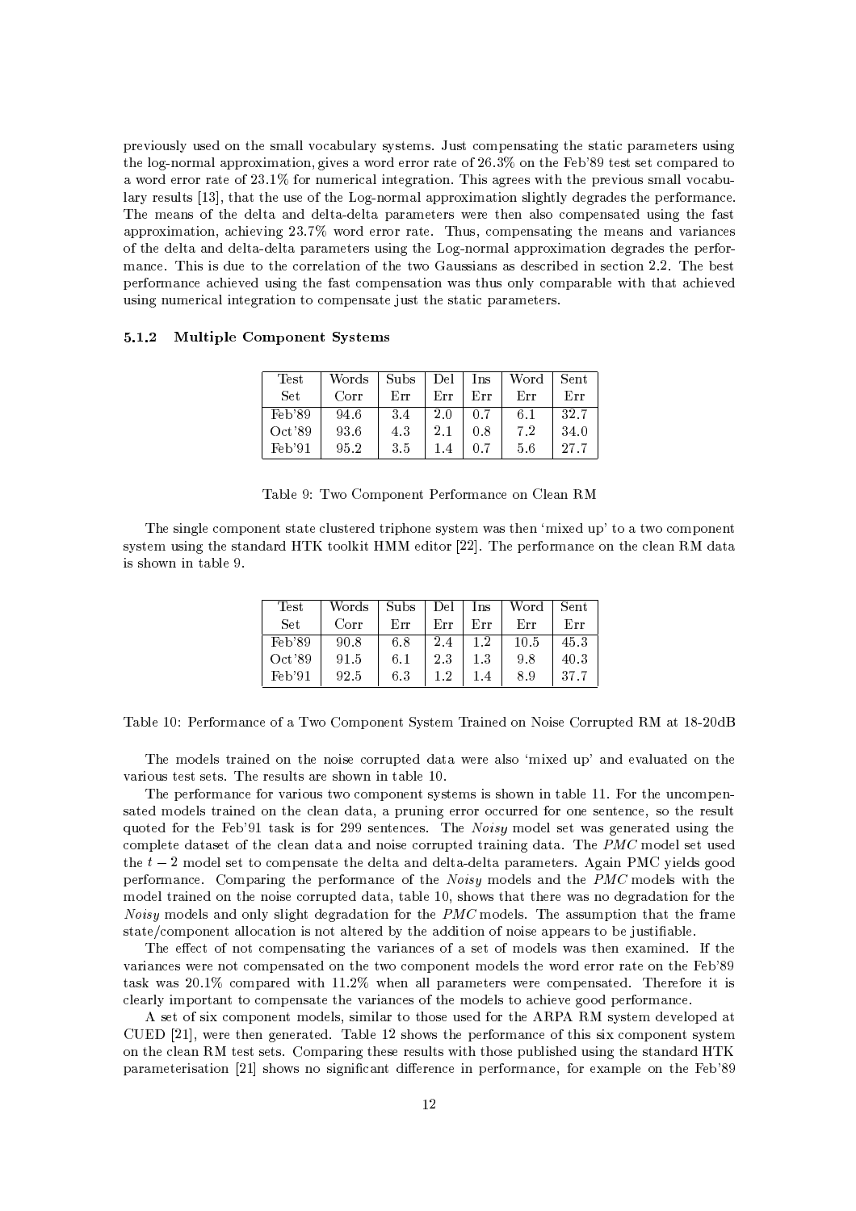previously used on the small vocabulary systems. Just compensating the static parameters using the log-normal approximation, gives a word error rate of 26.3% on the Feb'89 test set compared to a word error rate of 23.1% for numerical integration. This agrees with the previous small vocabulary results [13], that the use of the Log-normal approximation slightly degrades the performance. The means of the delta and delta-delta parameters were then also compensated using the fast approximation, achieving 23.7% word error rate. Thus, compensating the means and variances of the delta and delta-delta parameters using the Log-normal approximation degrades the performance. This is due to the correlation of the two Gaussians as described in section 2.2. The best performance achieved using the fast compensation was thus only comparable with that achieved using numerical integration to compensate just the static parameters.

### 5.1.2 Multiple Component Systems

| Test Set | Words Corr | Subs Err | Del Err | Ins Err | Word Err | Sent Err |
|---|---|---|---|---|---|---|
| Feb'89 | 94.6 | 3.4 | 2.0 | 0.7 | 6.1 | 32.7 |
| Oct'89 | 93.6 | 4.3 | 2.1 | 0.8 | 7.2 | 34.0 |
| Feb'91 | 95.2 | 3.5 | 1.4 | 0.7 | 5.6 | 27.7 |

Table 9: Two Component Performance on Clean RM

The single component state clustered triphone system was then 'mixed up' to a two component system using the standard HTK toolkit HMM editor [22]. The performance on the clean RM data is shown in table 9.

| Test Set | Words Corr | Subs Err | Del Err | Ins Err | Word Err | Sent Err |
|---|---|---|---|---|---|---|
| Feb'89 | 90.8 | 6.8 | 2.4 | 1.2 | 10.5 | 45.3 |
| Oct'89 | 91.5 | 6.1 | 2.3 | 1.3 | 9.8 | 40.3 |
| Feb'91 | 92.5 | 6.3 | 1.2 | 1.4 | 8.9 | 37.7 |

Table 10: Performance of a Two Component System Trained on Noise Corrupted RM at 18-20dB

The models trained on the noise corrupted data were also 'mixed up' and evaluated on the various test sets. The results are shown in table 10.

The performance for various two component systems is shown in table 11. For the uncompensated models trained on the clean data, a pruning error occurred for one sentence, so the result quoted for the Feb'91 task is for 299 sentences. The *Noisy* model set was generated using the complete dataset of the clean data and noise corrupted training data. The *PMC* model set used the $t-2$ model set to compensate the delta and delta-delta parameters. Again PMC yields good performance. Comparing the performance of the *Noisy* models and the *PMC* models with the model trained on the noise corrupted data, table 10, shows that there was no degradation for the *Noisy* models and only slight degradation for the *PMC* models. The assumption that the frame state/component allocation is not altered by the addition of noise appears to be justifiable.

The effect of not compensating the variances of a set of models was then examined. If the variances were not compensated on the two component models the word error rate on the Feb'89 task was 20.1% compared with 11.2% when all parameters were compensated. Therefore it is clearly important to compensate the variances of the models to achieve good performance.

A set of six component models, similar to those used for the ARPA RM system developed at CUED [21], were then generated. Table 12 shows the performance of this six component system on the clean RM test sets. Comparing these results with those published using the standard HTK parameterisation [21] shows no significant difference in performance, for example on the Feb'89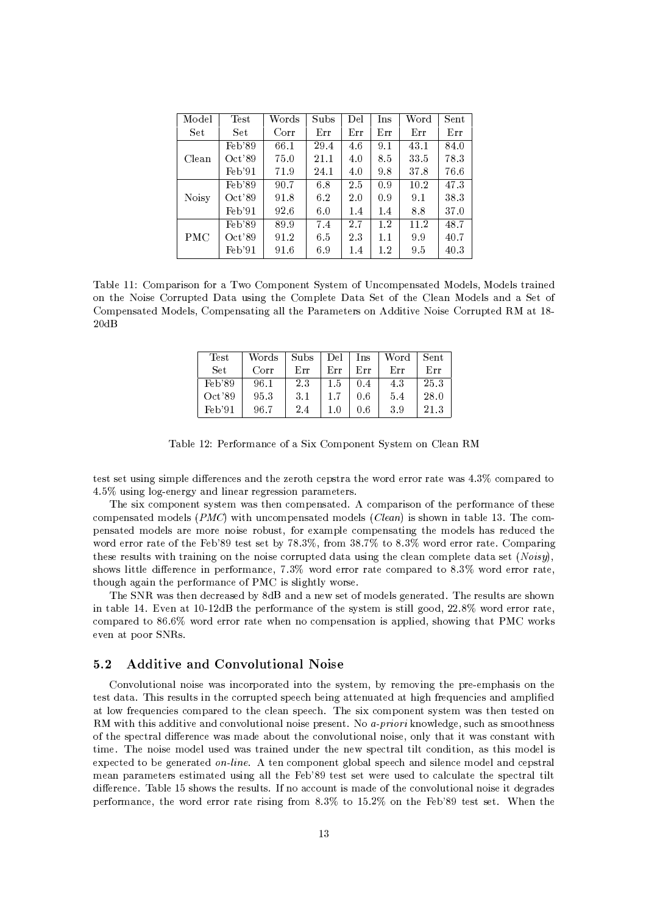| Model Set | Test Set | Words Corr | Subs Err | Del Err | Ins Err | Word Err | Sent Err |
|---|---|---|---|---|---|---|---|
| Clean | Feb'89 | 66.1 | 29.4 | 4.6 | 9.1 | 43.1 | 84.0 |
| | Oct'89 | 75.0 | 21.1 | 4.0 | 8.5 | 33.5 | 78.3 |
| | Feb'91 | 71.9 | 24.1 | 4.0 | 9.8 | 37.8 | 76.6 |
| Noisy | Feb'89 | 90.7 | 6.8 | 2.5 | 0.9 | 10.2 | 47.3 |
| | Oct'89 | 91.8 | 6.2 | 2.0 | 0.9 | 9.1 | 38.3 |
| | Feb'91 | 92.6 | 6.0 | 1.4 | 1.4 | 8.8 | 37.0 |
| PMC | Feb'89 | 89.9 | 7.4 | 2.7 | 1.2 | 11.2 | 48.7 |
| | Oct'89 | 91.2 | 6.5 | 2.3 | 1.1 | 9.9 | 40.7 |
| | Feb'91 | 91.6 | 6.9 | 1.4 | 1.2 | 9.5 | 40.3 |

Table 11: Comparison for a Two Component System of Uncompensated Models, Models trained on the Noise Corrupted Data using the Complete Data Set of the Clean Models and a Set of Compensated Models, Compensating all the Parameters on Additive Noise Corrupted RM at 18-20dB

| Test Set | Words Corr | Subs Err | Del Err | Ins Err | Word Err | Sent Err |
|---|---|---|---|---|---|---|
| Feb'89 | 96.1 | 2.3 | 1.5 | 0.4 | 4.3 | 25.3 |
| Oct'89 | 95.3 | 3.1 | 1.7 | 0.6 | 5.4 | 28.0 |
| Feb'91 | 96.7 | 2.4 | 1.0 | 0.6 | 3.9 | 21.3 |

Table 12: Performance of a Six Component System on Clean RM

test set using simple differences and the zeroth cepstra the word error rate was 4.3% compared to 4.5% using log-energy and linear regression parameters.

The six component system was then compensated. A comparison of the performance of these compensated models (*PMC*) with uncompensated models (*Clean*) is shown in table 13. The compensated models are more noise robust, for example compensating the models has reduced the word error rate of the Feb'89 test set by 78.3%, from 38.7% to 8.3% word error rate. Comparing these results with training on the noise corrupted data using the clean complete data set (*Noisy*), shows little difference in performance, 7.3% word error rate compared to 8.3% word error rate, though again the performance of PMC is slightly worse.

The SNR was then decreased by 8dB and a new set of models generated. The results are shown in table 14. Even at 10-12dB the performance of the system is still good, 22.8% word error rate, compared to 86.6% word error rate when no compensation is applied, showing that PMC works even at poor SNRs.

## 5.2 Additive and Convolutional Noise

Convolutional noise was incorporated into the system, by removing the pre-emphasis on the test data. This results in the corrupted speech being attenuated at high frequencies and amplified at low frequencies compared to the clean speech. The six component system was then tested on RM with this additive and convolutional noise present. No *a-priori* knowledge, such as smoothness of the spectral difference was made about the convolutional noise, only that it was constant with time. The noise model used was trained under the new spectral tilt condition, as this model is expected to be generated *on-line*. A ten component global speech and silence model and cepstral mean parameters estimated using all the Feb'89 test set were used to calculate the spectral tilt difference. Table 15 shows the results. If no account is made of the convolutional noise it degrades performance, the word error rate rising from 8.3% to 15.2% on the Feb'89 test set. When the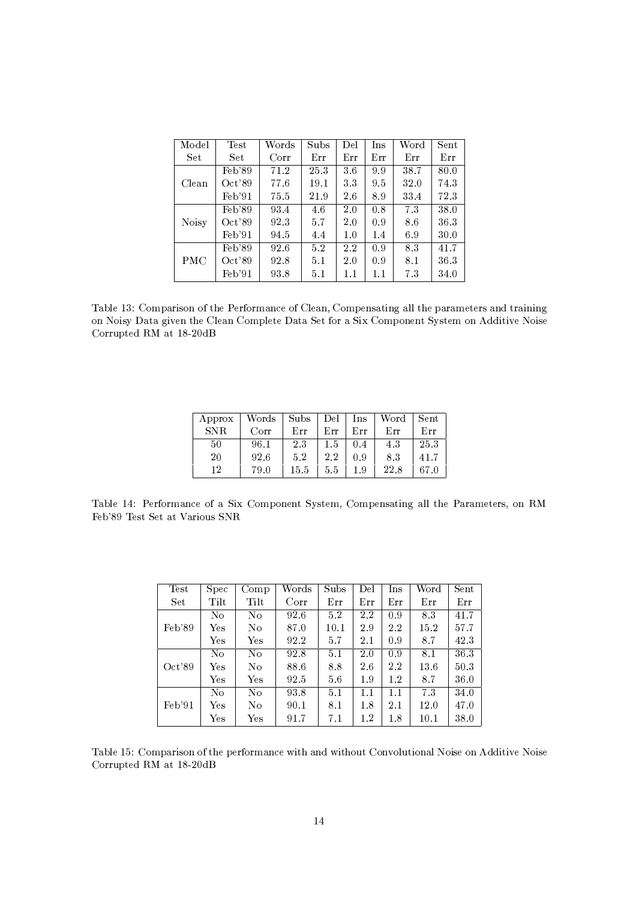| Model Set | Test Set | Words Corr | Subs Err | Del Err | Ins Err | Word Err | Sent Err |
|---|---|---|---|---|---|---|---|
| Clean | Feb'89 | 71.2 | 25.3 | 3.6 | 9.9 | 38.7 | 80.0 |
| | Oct'89 | 77.6 | 19.1 | 3.3 | 9.5 | 32.0 | 74.3 |
| | Feb'91 | 75.5 | 21.9 | 2.6 | 8.9 | 33.4 | 72.3 |
| Noisy | Feb'89 | 93.4 | 4.6 | 2.0 | 0.8 | 7.3 | 38.0 |
| | Oct'89 | 92.3 | 5.7 | 2.0 | 0.9 | 8.6 | 36.3 |
| | Feb'91 | 94.5 | 4.4 | 1.0 | 1.4 | 6.9 | 30.0 |
| PMC | Feb'89 | 92.6 | 5.2 | 2.2 | 0.9 | 8.3 | 41.7 |
| | Oct'89 | 92.8 | 5.1 | 2.0 | 0.9 | 8.1 | 36.3 |
| | Feb'91 | 93.8 | 5.1 | 1.1 | 1.1 | 7.3 | 34.0 |

Table 13: Comparison of the Performance of Clean, Compensating all the parameters and training on Noisy Data given the Clean Complete Data Set for a Six Component System on Additive Noise Corrupted RM at 18-20dB

| Approx SNR | Words Corr | Subs Err | Del Err | Ins Err | Word Err | Sent Err |
|---|---|---|---|---|---|---|
| 50 | 96.1 | 2.3 | 1.5 | 0.4 | 4.3 | 25.3 |
| 20 | 92.6 | 5.2 | 2.2 | 0.9 | 8.3 | 41.7 |
| 12 | 79.0 | 15.5 | 5.5 | 1.9 | 22.8 | 67.0 |

Table 14: Performance of a Six Component System, Compensating all the Parameters, on RM Feb'89 Test Set at Various SNR

| Test Set | Spec Tilt | Comp Tilt | Words Corr | Subs Err | Del Err | Ins Err | Word Err | Sent Err |
|---|---|---|---|---|---|---|---|---|
| Feb'89 | No | No | 92.6 | 5.2 | 2.2 | 0.9 | 8.3 | 41.7 |
| | Yes | No | 87.0 | 10.1 | 2.9 | 2.2 | 15.2 | 57.7 |
| | Yes | Yes | 92.2 | 5.7 | 2.1 | 0.9 | 8.7 | 42.3 |
| Oct'89 | No | No | 92.8 | 5.1 | 2.0 | 0.9 | 8.1 | 36.3 |
| | Yes | No | 88.6 | 8.8 | 2.6 | 2.2 | 13.6 | 50.3 |
| | Yes | Yes | 92.5 | 5.6 | 1.9 | 1.2 | 8.7 | 36.0 |
| Feb'91 | No | No | 93.8 | 5.1 | 1.1 | 1.1 | 7.3 | 34.0 |
| | Yes | No | 90.1 | 8.1 | 1.8 | 2.1 | 12.0 | 47.0 |
| | Yes | Yes | 91.7 | 7.1 | 1.2 | 1.8 | 10.1 | 38.0 |

Table 15: Comparison of the performance with and without Convolutional Noise on Additive Noise Corrupted RM at 18-20dB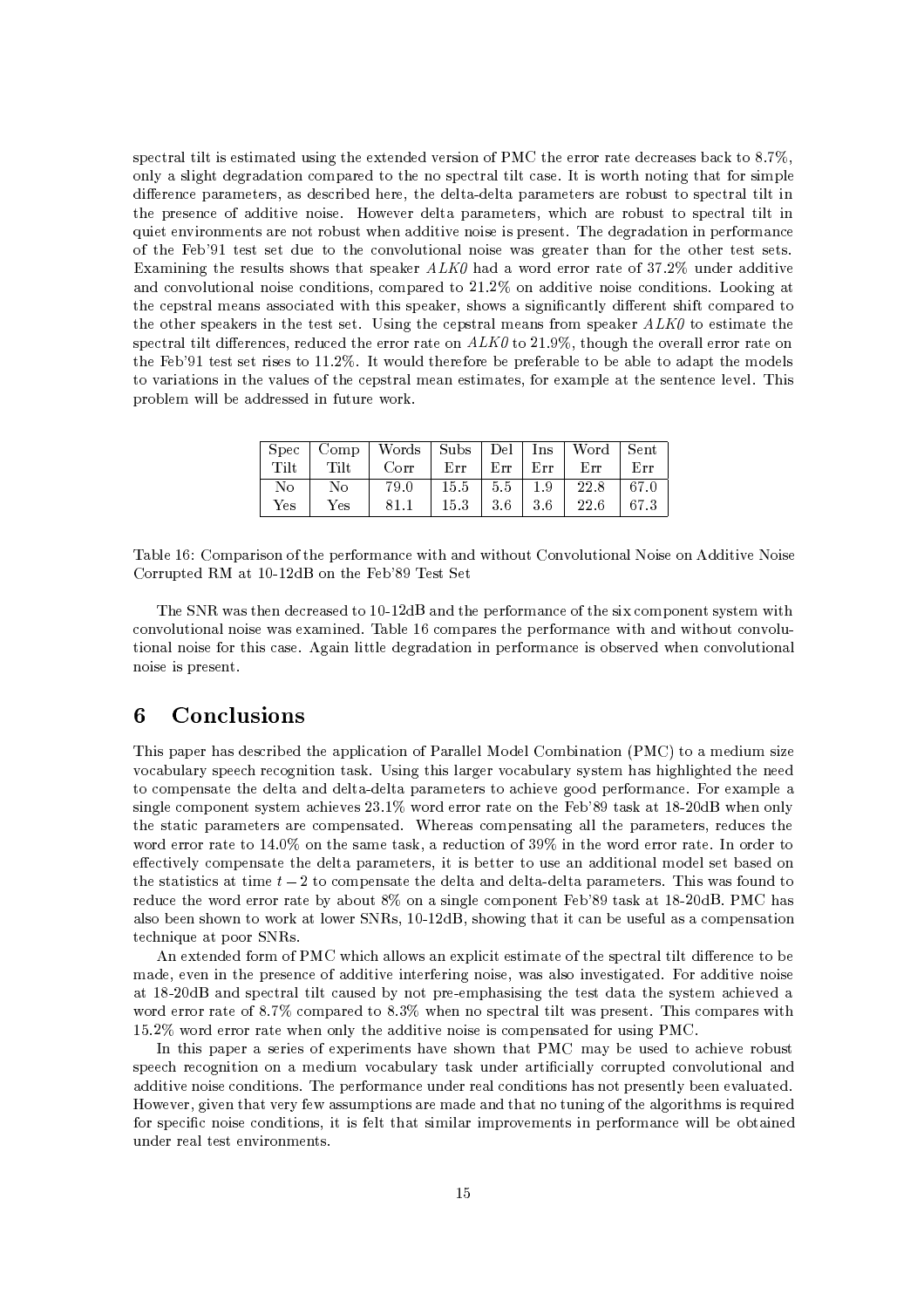spectral tilt is estimated using the extended version of PMC the error rate decreases back to 8.7%, only a slight degradation compared to the no spectral tilt case. It is worth noting that for simple difference parameters, as described here, the delta-delta parameters are robust to spectral tilt in the presence of additive noise. However delta parameters, which are robust to spectral tilt in quiet environments are not robust when additive noise is present. The degradation in performance of the Feb'91 test set due to the convolutional noise was greater than for the other test sets. Examining the results shows that speaker *ALK0* had a word error rate of 37.2% under additive and convolutional noise conditions, compared to 21.2% on additive noise conditions. Looking at the cepstral means associated with this speaker, shows a significantly different shift compared to the other speakers in the test set. Using the cepstral means from speaker *ALK0* to estimate the spectral tilt differences, reduced the error rate on *ALK0* to 21.9%, though the overall error rate on the Feb'91 test set rises to 11.2%. It would therefore be preferable to be able to adapt the models to variations in the values of the cepstral mean estimates, for example at the sentence level. This problem will be addressed in future work.

| Spec Tilt | Comp Tilt | Words Corr | Subs Err | Del Err | Ins Err | Word Err | Sent Err |
|---|---|---|---|---|---|---|---|
| No | No | 79.0 | 15.5 | 5.5 | 1.9 | 22.8 | 67.0 |
| Yes | Yes | 81.1 | 15.3 | 3.6 | 3.6 | 22.6 | 67.3 |

Table 16: Comparison of the performance with and without Convolutional Noise on Additive Noise Corrupted RM at 10-12dB on the Feb'89 Test Set

The SNR was then decreased to 10-12dB and the performance of the six component system with convolutional noise was examined. Table 16 compares the performance with and without convolutional noise for this case. Again little degradation in performance is observed when convolutional noise is present.

# 6 Conclusions

This paper has described the application of Parallel Model Combination (PMC) to a medium size vocabulary speech recognition task. Using this larger vocabulary system has highlighted the need to compensate the delta and delta-delta parameters to achieve good performance. For example a single component system achieves 23.1% word error rate on the Feb'89 task at 18-20dB when only the static parameters are compensated. Whereas compensating all the parameters, reduces the word error rate to 14.0% on the same task, a reduction of 39% in the word error rate. In order to effectively compensate the delta parameters, it is better to use an additional model set based on the statistics at time $t-2$ to compensate the delta and delta-delta parameters. This was found to reduce the word error rate by about 8% on a single component Feb'89 task at 18-20dB. PMC has also been shown to work at lower SNRs, 10-12dB, showing that it can be useful as a compensation technique at poor SNRs.

An extended form of PMC which allows an explicit estimate of the spectral tilt difference to be made, even in the presence of additive interfering noise, was also investigated. For additive noise at 18-20dB and spectral tilt caused by not pre-emphasising the test data the system achieved a word error rate of 8.7% compared to 8.3% when no spectral tilt was present. This compares with 15.2% word error rate when only the additive noise is compensated for using PMC.

In this paper a series of experiments have shown that PMC may be used to achieve robust speech recognition on a medium vocabulary task under artificially corrupted convolutional and additive noise conditions. The performance under real conditions has not presently been evaluated. However, given that very few assumptions are made and that no tuning of the algorithms is required for specific noise conditions, it is felt that similar improvements in performance will be obtained under real test environments.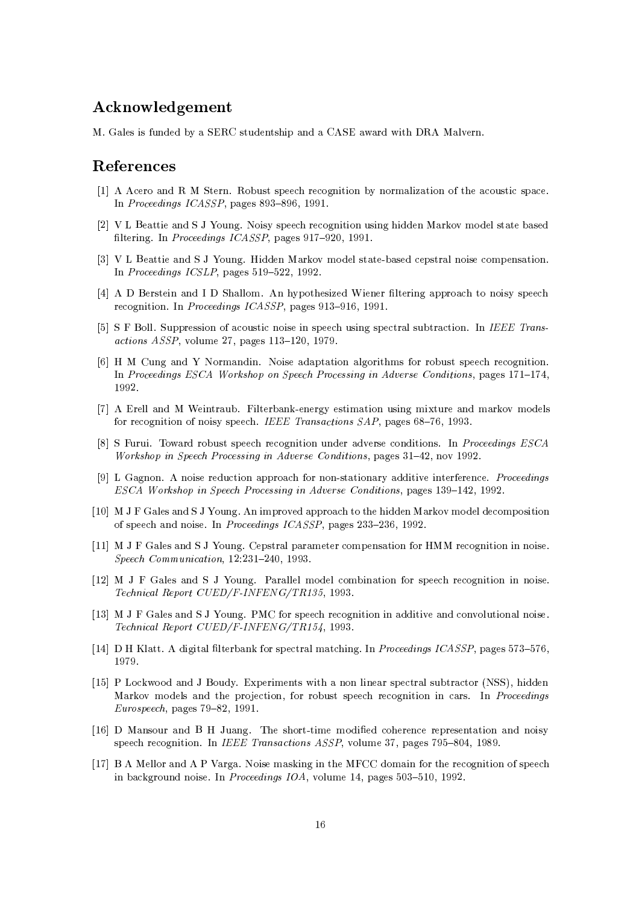## Acknowledgement

M. Gales is funded by a SERC studentship and a CASE award with DRA Malvern.

## References

[1] A Acero and R M Stern. Robust speech recognition by normalization of the acoustic space. In *Proceedings ICASSP*, pages 893–896, 1991.

[2] V L Beattie and S J Young. Noisy speech recognition using hidden Markov model state based filtering. In *Proceedings ICASSP*, pages 917–920, 1991.

[3] V L Beattie and S J Young. Hidden Markov model state-based cepstral noise compensation. In *Proceedings ICSLP*, pages 519–522, 1992.

[4] A D Berstein and I D Shallom. An hypothesized Wiener filtering approach to noisy speech recognition. In *Proceedings ICASSP*, pages 913–916, 1991.

[5] S F Boll. Suppression of acoustic noise in speech using spectral subtraction. In *IEEE Transactions ASSP*, volume 27, pages 113–120, 1979.

[6] H M Cung and Y Normandin. Noise adaptation algorithms for robust speech recognition. In *Proceedings ESCA Workshop on Speech Processing in Adverse Conditions*, pages 171–174, 1992.

[7] A Erell and M Weintraub. Filterbank-energy estimation using mixture and markov models for recognition of noisy speech. *IEEE Transactions SAP*, pages 68–76, 1993.

[8] S Furui. Toward robust speech recognition under adverse conditions. In *Proceedings ESCA Workshop in Speech Processing in Adverse Conditions*, pages 31–42, nov 1992.

[9] L Gagnon. A noise reduction approach for non-stationary additive interference. *Proceedings ESCA Workshop in Speech Processing in Adverse Conditions*, pages 139–142, 1992.

[10] M J F Gales and S J Young. An improved approach to the hidden Markov model decomposition of speech and noise. In *Proceedings ICASSP*, pages 233–236, 1992.

[11] M J F Gales and S J Young. Cepstral parameter compensation for HMM recognition in noise. *Speech Communication*, 12:231–240, 1993.

[12] M J F Gales and S J Young. Parallel model combination for speech recognition in noise. *Technical Report CUED/F-INFENG/TR135*, 1993.

[13] M J F Gales and S J Young. PMC for speech recognition in additive and convolutional noise. *Technical Report CUED/F-INFENG/TR154*, 1993.

[14] D H Klatt. A digital filterbank for spectral matching. In *Proceedings ICASSP*, pages 573–576, 1979.

[15] P Lockwood and J Boudy. Experiments with a non linear spectral subtractor (NSS), hidden Markov models and the projection, for robust speech recognition in cars. In *Proceedings Eurospeech*, pages 79–82, 1991.

[16] D Mansour and B H Juang. The short-time modified coherence representation and noisy speech recognition. In *IEEE Transactions ASSP*, volume 37, pages 795–804, 1989.

[17] B A Mellor and A P Varga. Noise masking in the MFCC domain for the recognition of speech in background noise. In *Proceedings IOA*, volume 14, pages 503–510, 1992.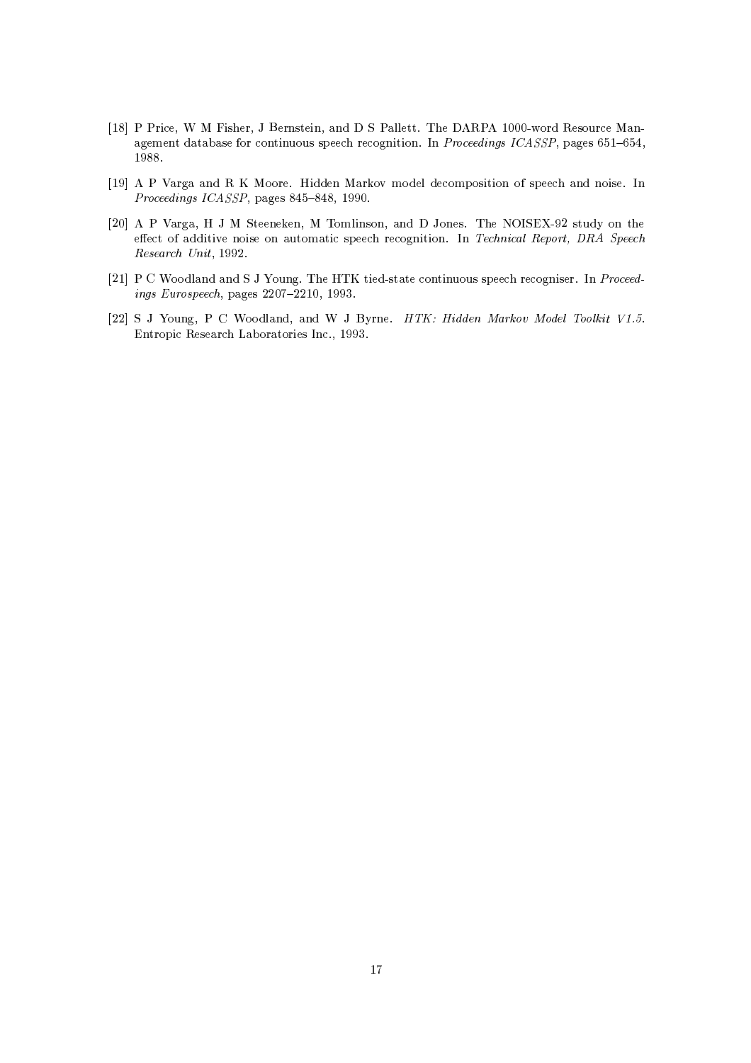[18] P Price, W M Fisher, J Bernstein, and D S Pallett. The DARPA 1000-word Resource Management database for continuous speech recognition. In *Proceedings ICASSP*, pages 651–654, 1988.

[19] A P Varga and R K Moore. Hidden Markov model decomposition of speech and noise. In *Proceedings ICASSP*, pages 845–848, 1990.

[20] A P Varga, H J M Steeneken, M Tomlinson, and D Jones. The NOISEX-92 study on the effect of additive noise on automatic speech recognition. In *Technical Report, DRA Speech Research Unit*, 1992.

[21] P C Woodland and S J Young. The HTK tied-state continuous speech recogniser. In *Proceedings Eurospeech*, pages 2207–2210, 1993.

[22] S J Young, P C Woodland, and W J Byrne. *HTK: Hidden Markov Model Toolkit V1.5*. Entropic Research Laboratories Inc., 1993.